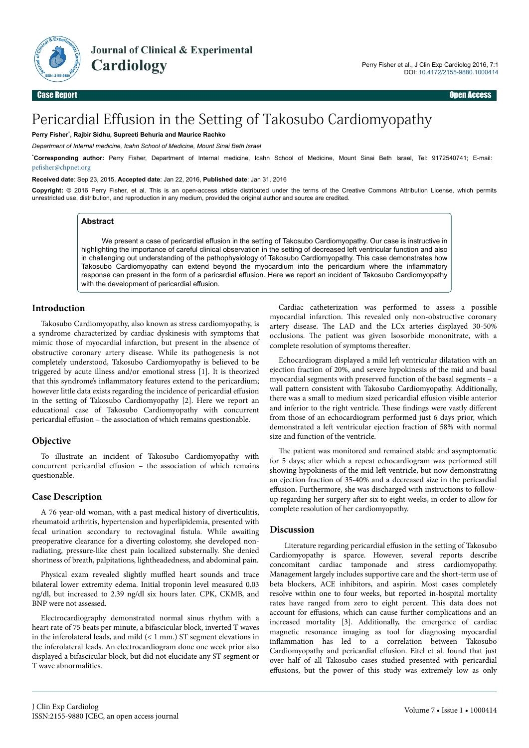# Pericardial Effusion in the Setting of Takosubo Cardiomyopathy

**Perry Fisher*, Rajbir Sidhu, Supreeti Behuria and Maurice Rachko**

*Department of Internal medicine, Icahn School of Medicine, Mount Sinai Beth Israel*

***Corresponding author:** Perry Fisher, Department of Internal medicine, Icahn School of Medicine, Mount Sinai Beth Israel, Tel: 9172540741; E-mail: pefisher@chpnet.org

**Received date**: Sep 23, 2015, **Accepted date**: Jan 22, 2016, **Published date**: Jan 31, 2016

**Copyright:** © 2016 Perry Fisher, et al. This is an open-access article distributed under the terms of the Creative Commons Attribution License, which permits unrestricted use, distribution, and reproduction in any medium, provided the original author and source are credited.

## Abstract

We present a case of pericardial effusion in the setting of Takosubo Cardiomyopathy. Our case is instructive in highlighting the importance of careful clinical observation in the setting of decreased left ventricular function and also in challenging out understanding of the pathophysiology of Takosubo Cardiomyopathy. This case demonstrates how Takosubo Cardiomyopathy can extend beyond the myocardium into the pericardium where the inflammatory response can present in the form of a pericardial effusion. Here we report an incident of Takosubo Cardiomyopathy with the development of pericardial effusion.

## Introduction

Takosubo Cardiomyopathy, also known as stress cardiomyopathy, is a syndrome characterized by cardiac dyskinesis with symptoms that mimic those of myocardial infarction, but present in the absence of obstructive coronary artery disease. While its pathogenesis is not completely understood, Takosubo Cardiomyopathy is believed to be triggered by acute illness and/or emotional stress [1]. It is theorized that this syndrome's inflammatory features extend to the pericardium; however little data exists regarding the incidence of pericardial effusion in the setting of Takosubo Cardiomyopathy [2]. Here we report an educational case of Takosubo Cardiomyopathy with concurrent pericardial effusion – the association of which remains questionable.

## Objective

To illustrate an incident of Takosubo Cardiomyopathy with concurrent pericardial effusion – the association of which remains questionable.

## Case Description

A 76 year-old woman, with a past medical history of diverticulitis, rheumatoid arthritis, hypertension and hyperlipidemia, presented with fecal urination secondary to rectovaginal fistula. While awaiting preoperative clearance for a diverting colostomy, she developed non-radiating, pressure-like chest pain localized substernally. She denied shortness of breath, palpitations, lightheadedness, and abdominal pain.

Physical exam revealed slightly muffled heart sounds and trace bilateral lower extremity edema. Initial troponin level measured 0.03 ng/dl, but increased to 2.39 ng/dl six hours later. CPK, CKMB, and BNP were not assessed.

Electrocardiography demonstrated normal sinus rhythm with a heart rate of 75 beats per minute, a bifascicular block, inverted T waves in the inferolateral leads, and mild (< 1 mm.) ST segment elevations in the inferolateral leads. An electrocardiogram done one week prior also displayed a bifascicular block, but did not elucidate any ST segment or T wave abnormalities.

Cardiac catheterization was performed to assess a possible myocardial infarction. This revealed only non-obstructive coronary artery disease. The LAD and the LCx arteries displayed 30-50% occlusions. The patient was given Isosorbide mononitrate, with a complete resolution of symptoms thereafter.

Echocardiogram displayed a mild left ventricular dilatation with an ejection fraction of 20%, and severe hypokinesis of the mid and basal myocardial segments with preserved function of the basal segments – a wall pattern consistent with Takosubo Cardiomyopathy. Additionally, there was a small to medium sized pericardial effusion visible anterior and inferior to the right ventricle. These findings were vastly different from those of an echocardiogram performed just 6 days prior, which demonstrated a left ventricular ejection fraction of 58% with normal size and function of the ventricle.

The patient was monitored and remained stable and asymptomatic for 5 days; after which a repeat echocardiogram was performed still showing hypokinesis of the mid left ventricle, but now demonstrating an ejection fraction of 35-40% and a decreased size in the pericardial effusion. Furthermore, she was discharged with instructions to follow-up regarding her surgery after six to eight weeks, in order to allow for complete resolution of her cardiomyopathy.

## Discussion

Literature regarding pericardial effusion in the setting of Takosubo Cardiomyopathy is sparce. However, several reports describe concomitant cardiac tamponade and stress cardiomyopathy. Management largely includes supportive care and the short-term use of beta blockers, ACE inhibitors, and aspirin. Most cases completely resolve within one to four weeks, but reported in-hospital mortality rates have ranged from zero to eight percent. This data does not account for effusions, which can cause further complications and an increased mortality [3]. Additionally, the emergence of cardiac magnetic resonance imaging as tool for diagnosing myocardial inflammation has led to a correlation between Takosubo Cardiomyopathy and pericardial effusion. Eitel et al. found that just over half of all Takosubo cases studied presented with pericardial effusions, but the power of this study was extremely low as only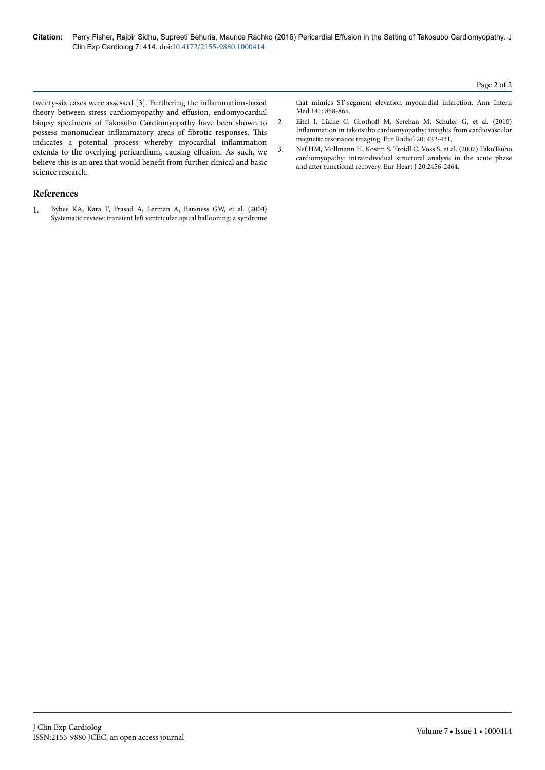twenty-six cases were assessed [3]. Furthering the inflammation-based theory between stress cardiomyopathy and effusion, endomyocardial biopsy specimens of Takosubo Cardiomyopathy have been shown to possess mononuclear inflammatory areas of fibrotic responses. This indicates a potential process whereby myocardial inflammation extends to the overlying pericardium, causing effusion. As such, we believe this is an area that would benefit from further clinical and basic science research.

## References

1. Bybee KA, Kara T, Prasad A, Lerman A, Barsness GW, et al. (2004) Systematic review: transient left ventricular apical ballooning: a syndrome that mimics ST-segment elevation myocardial infarction. Ann Intern Med 141: 858-865.
2. Eitel I, Lücke C, Grothoff M, Sereban M, Schuler G, et al. (2010) Inflammation in takotsubo cardiomyopathy: insights from cardiovascular magnetic resonance imaging. Eur Radiol 20: 422-431.
3. Nef HM, Mollmann H, Kostin S, Troidl C, Voss S, et al. (2007) TakoTsubo cardiomyopathy: intraindividual structural analysis in the acute phase and after functional recovery. Eur Heart J 20:2456-2464.